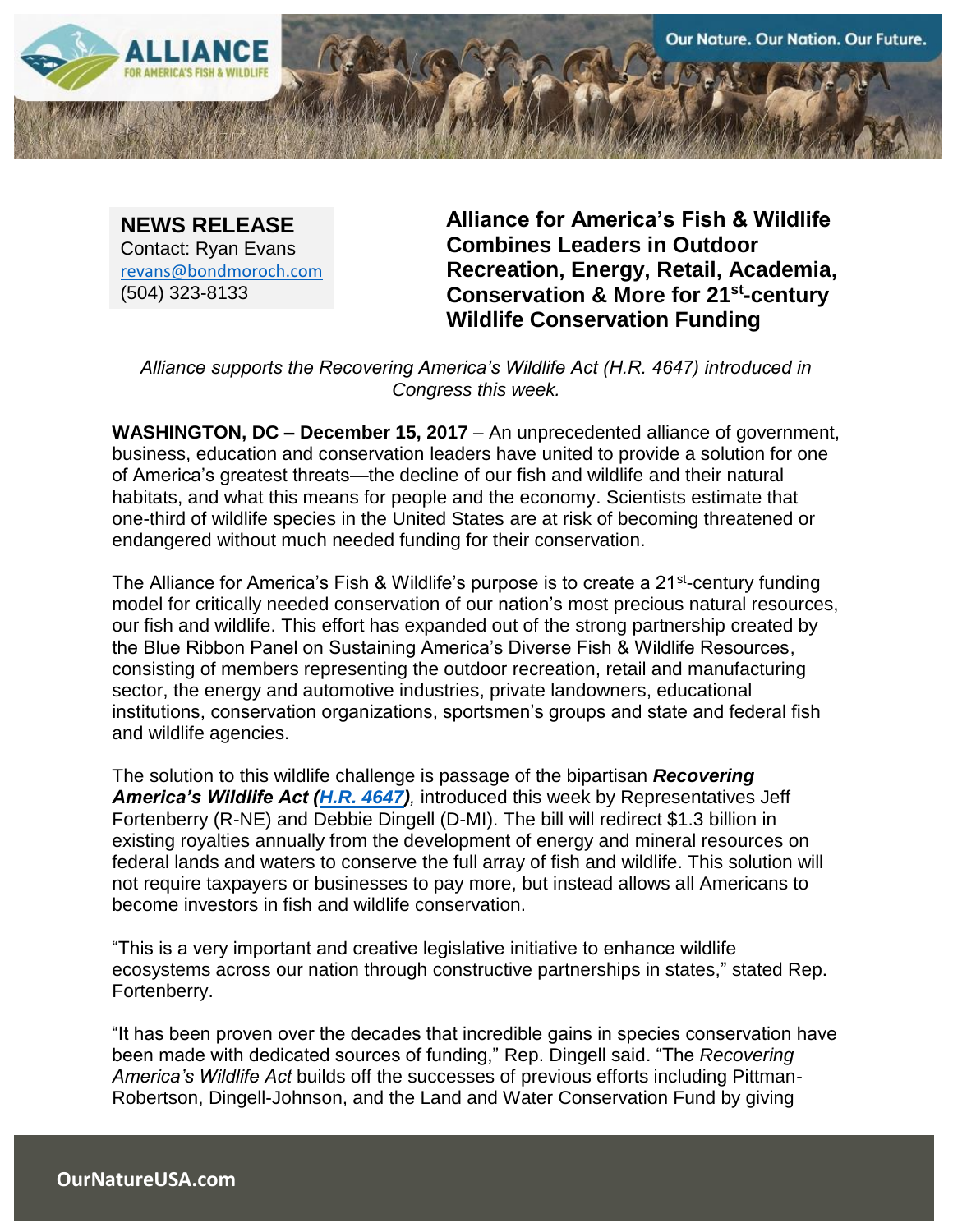**NEWS RELEASE**
Contact: Ryan Evans
revans@bondmoroch.com
(504) 323-8133

# Alliance for America's Fish & Wildlife Combines Leaders in Outdoor Recreation, Energy, Retail, Academia, Conservation & More for 21st-century Wildlife Conservation Funding

*Alliance supports the Recovering America's Wildlife Act (H.R. 4647) introduced in Congress this week.*

**WASHINGTON, DC – December 15, 2017** – An unprecedented alliance of government, business, education and conservation leaders have united to provide a solution for one of America's greatest threats—the decline of our fish and wildlife and their natural habitats, and what this means for people and the economy. Scientists estimate that one-third of wildlife species in the United States are at risk of becoming threatened or endangered without much needed funding for their conservation.

The Alliance for America's Fish & Wildlife's purpose is to create a 21st-century funding model for critically needed conservation of our nation's most precious natural resources, our fish and wildlife. This effort has expanded out of the strong partnership created by the Blue Ribbon Panel on Sustaining America's Diverse Fish & Wildlife Resources, consisting of members representing the outdoor recreation, retail and manufacturing sector, the energy and automotive industries, private landowners, educational institutions, conservation organizations, sportsmen's groups and state and federal fish and wildlife agencies.

The solution to this wildlife challenge is passage of the bipartisan ***Recovering America's Wildlife Act (H.R. 4647)***, introduced this week by Representatives Jeff Fortenberry (R-NE) and Debbie Dingell (D-MI). The bill will redirect $1.3 billion in existing royalties annually from the development of energy and mineral resources on federal lands and waters to conserve the full array of fish and wildlife. This solution will not require taxpayers or businesses to pay more, but instead allows all Americans to become investors in fish and wildlife conservation.

"This is a very important and creative legislative initiative to enhance wildlife ecosystems across our nation through constructive partnerships in states," stated Rep. Fortenberry.

"It has been proven over the decades that incredible gains in species conservation have been made with dedicated sources of funding," Rep. Dingell said. "The *Recovering America's Wildlife Act* builds off the successes of previous efforts including Pittman-Robertson, Dingell-Johnson, and the Land and Water Conservation Fund by giving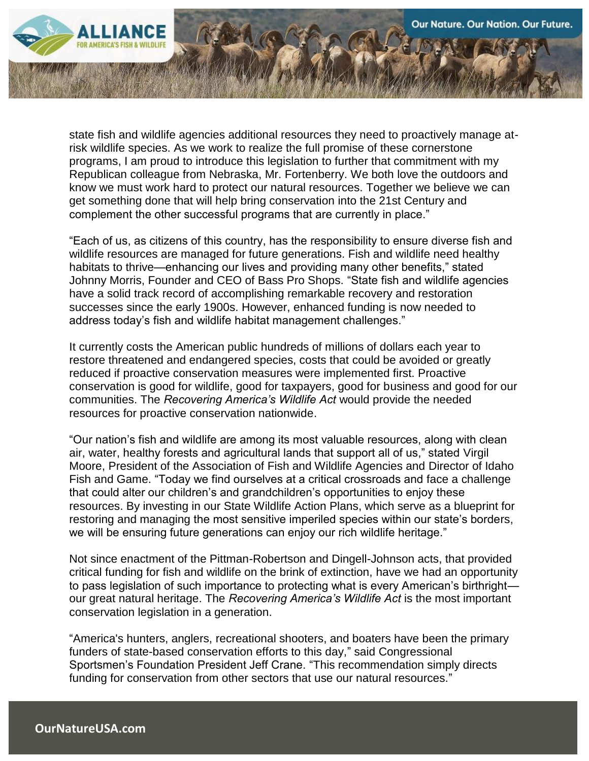state fish and wildlife agencies additional resources they need to proactively manage at-risk wildlife species. As we work to realize the full promise of these cornerstone programs, I am proud to introduce this legislation to further that commitment with my Republican colleague from Nebraska, Mr. Fortenberry. We both love the outdoors and know we must work hard to protect our natural resources. Together we believe we can get something done that will help bring conservation into the 21st Century and complement the other successful programs that are currently in place."

"Each of us, as citizens of this country, has the responsibility to ensure diverse fish and wildlife resources are managed for future generations. Fish and wildlife need healthy habitats to thrive—enhancing our lives and providing many other benefits," stated Johnny Morris, Founder and CEO of Bass Pro Shops. "State fish and wildlife agencies have a solid track record of accomplishing remarkable recovery and restoration successes since the early 1900s. However, enhanced funding is now needed to address today's fish and wildlife habitat management challenges."

It currently costs the American public hundreds of millions of dollars each year to restore threatened and endangered species, costs that could be avoided or greatly reduced if proactive conservation measures were implemented first. Proactive conservation is good for wildlife, good for taxpayers, good for business and good for our communities. The *Recovering America's Wildlife Act* would provide the needed resources for proactive conservation nationwide.

"Our nation's fish and wildlife are among its most valuable resources, along with clean air, water, healthy forests and agricultural lands that support all of us," stated Virgil Moore, President of the Association of Fish and Wildlife Agencies and Director of Idaho Fish and Game. "Today we find ourselves at a critical crossroads and face a challenge that could alter our children's and grandchildren's opportunities to enjoy these resources. By investing in our State Wildlife Action Plans, which serve as a blueprint for restoring and managing the most sensitive imperiled species within our state's borders, we will be ensuring future generations can enjoy our rich wildlife heritage."

Not since enactment of the Pittman-Robertson and Dingell-Johnson acts, that provided critical funding for fish and wildlife on the brink of extinction, have we had an opportunity to pass legislation of such importance to protecting what is every American's birthright—our great natural heritage. The *Recovering America's Wildlife Act* is the most important conservation legislation in a generation.

"America's hunters, anglers, recreational shooters, and boaters have been the primary funders of state-based conservation efforts to this day," said Congressional Sportsmen's Foundation President Jeff Crane. "This recommendation simply directs funding for conservation from other sectors that use our natural resources."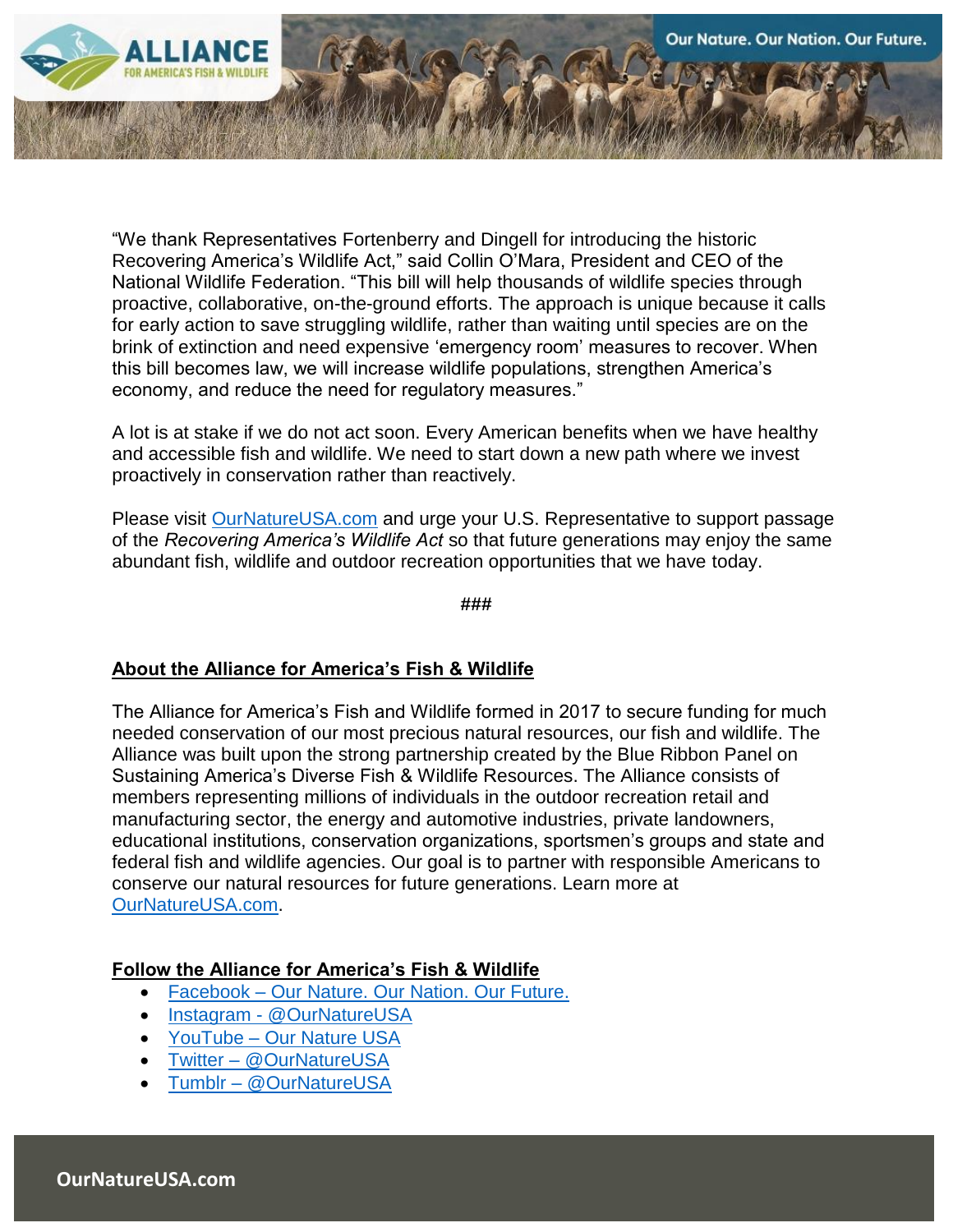"We thank Representatives Fortenberry and Dingell for introducing the historic Recovering America's Wildlife Act," said Collin O'Mara, President and CEO of the National Wildlife Federation. "This bill will help thousands of wildlife species through proactive, collaborative, on-the-ground efforts. The approach is unique because it calls for early action to save struggling wildlife, rather than waiting until species are on the brink of extinction and need expensive 'emergency room' measures to recover. When this bill becomes law, we will increase wildlife populations, strengthen America's economy, and reduce the need for regulatory measures."

A lot is at stake if we do not act soon. Every American benefits when we have healthy and accessible fish and wildlife. We need to start down a new path where we invest proactively in conservation rather than reactively.

Please visit [OurNatureUSA.com](http://OurNatureUSA.com) and urge your U.S. Representative to support passage of the *Recovering America's Wildlife Act* so that future generations may enjoy the same abundant fish, wildlife and outdoor recreation opportunities that we have today.

###

**About the Alliance for America's Fish & Wildlife**

The Alliance for America's Fish and Wildlife formed in 2017 to secure funding for much needed conservation of our most precious natural resources, our fish and wildlife. The Alliance was built upon the strong partnership created by the Blue Ribbon Panel on Sustaining America's Diverse Fish & Wildlife Resources. The Alliance consists of members representing millions of individuals in the outdoor recreation retail and manufacturing sector, the energy and automotive industries, private landowners, educational institutions, conservation organizations, sportsmen's groups and state and federal fish and wildlife agencies. Our goal is to partner with responsible Americans to conserve our natural resources for future generations. Learn more at [OurNatureUSA.com](http://OurNatureUSA.com).

**Follow the Alliance for America's Fish & Wildlife**

- Facebook – Our Nature. Our Nation. Our Future.
- Instagram - @OurNatureUSA
- YouTube – Our Nature USA
- Twitter – @OurNatureUSA
- Tumblr – @OurNatureUSA